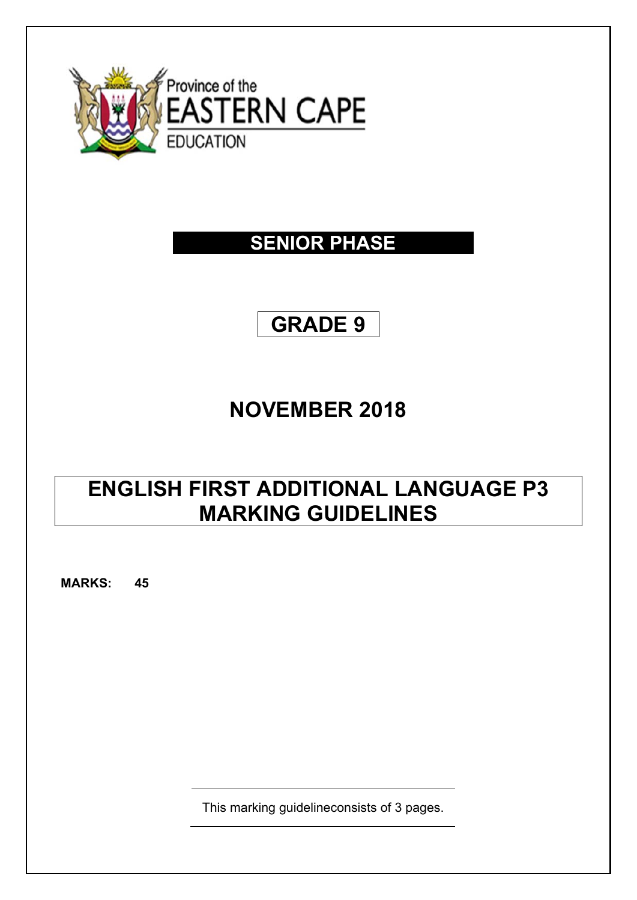Province of the
EASTERN CAPE
EDUCATION

# SENIOR PHASE

# GRADE 9

# NOVEMBER 2018

# ENGLISH FIRST ADDITIONAL LANGUAGE P3
# MARKING GUIDELINES

**MARKS: 45**

This marking guidelineconsists of 3 pages.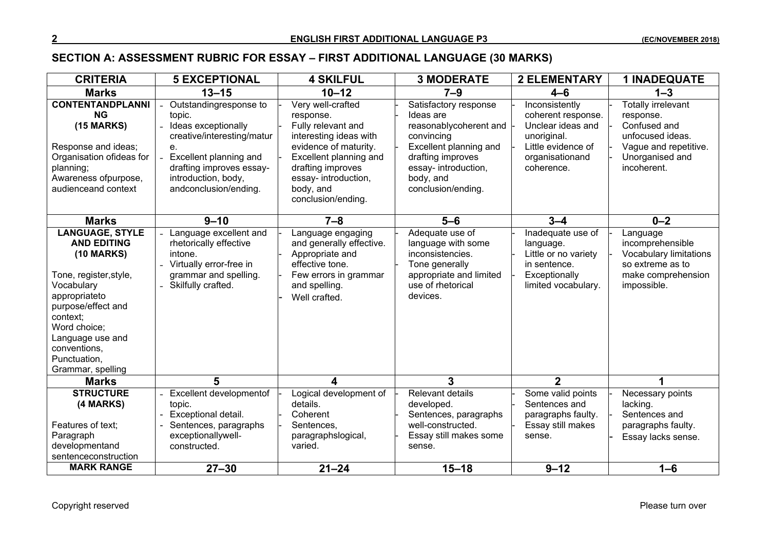## SECTION A: ASSESSMENT RUBRIC FOR ESSAY – FIRST ADDITIONAL LANGUAGE (30 MARKS)

| CRITERIA | 5 EXCEPTIONAL | 4 SKILFUL | 3 MODERATE | 2 ELEMENTARY | 1 INADEQUATE |
|---|---|---|---|---|---|
| **Marks** | **13–15** | **10–12** | **7–9** | **4–6** | **1–3** |
| **CONTENTANDPLANNING (15 MARKS)**<br><br>Response and ideas; Organisation ofideas for planning; Awareness ofpurpose, audienceand context | - Outstandingresponse to topic.<br>- Ideas exceptionally creative/interesting/mature.<br>- Excellent planning and drafting improves essay- introduction, body, andconclusion/ending. | - Very well-crafted response.<br>- Fully relevant and interesting ideas with evidence of maturity.<br>- Excellent planning and drafting improves essay- introduction, body, and conclusion/ending. | - Satisfactory response<br>- Ideas are reasonablycoherent and convincing<br>- Excellent planning and drafting improves essay- introduction, body, and conclusion/ending. | - Inconsistently coherent response.<br>- Unclear ideas and unoriginal.<br>- Little evidence of organisationand coherence. | - Totally irrelevant response.<br>- Confused and unfocused ideas.<br>- Vague and repetitive.<br>- Unorganised and incoherent. |
| **Marks** | **9–10** | **7–8** | **5–6** | **3–4** | **0–2** |
| **LANGUAGE, STYLE AND EDITING (10 MARKS)**<br><br>Tone, register,style, Vocabulary appropriateto purpose/effect and context;<br>Word choice;<br>Language use and conventions,<br>Punctuation,<br>Grammar, spelling | - Language excellent and rhetorically effective intone.<br>- Virtually error-free in grammar and spelling.<br>- Skilfully crafted. | - Language engaging and generally effective.<br>- Appropriate and effective tone.<br>- Few errors in grammar and spelling.<br>- Well crafted. | - Adequate use of language with some inconsistencies.<br>- Tone generally appropriate and limited use of rhetorical devices. | - Inadequate use of language.<br>- Little or no variety in sentence.<br>- Exceptionally limited vocabulary. | - Language incomprehensible<br>- Vocabulary limitations so extreme as to make comprehension impossible. |
| **Marks** | **5** | **4** | **3** | **2** | **1** |
| **STRUCTURE (4 MARKS)**<br><br>Features of text; Paragraph developmentand sentenceconstruction | - Excellent developmentof topic.<br>- Exceptional detail.<br>- Sentences, paragraphs exceptionallywell-constructed. | - Logical development of details.<br>- Coherent<br>- Sentences, paragraphslogical, varied. | - Relevant details developed.<br>- Sentences, paragraphs well-constructed.<br>- Essay still makes some sense. | - Some valid points<br>- Sentences and paragraphs faulty.<br>- Essay still makes sense. | - Necessary points lacking.<br>- Sentences and paragraphs faulty.<br>- Essay lacks sense. |
| **MARK RANGE** | **27–30** | **21–24** | **15–18** | **9–12** | **1–6** |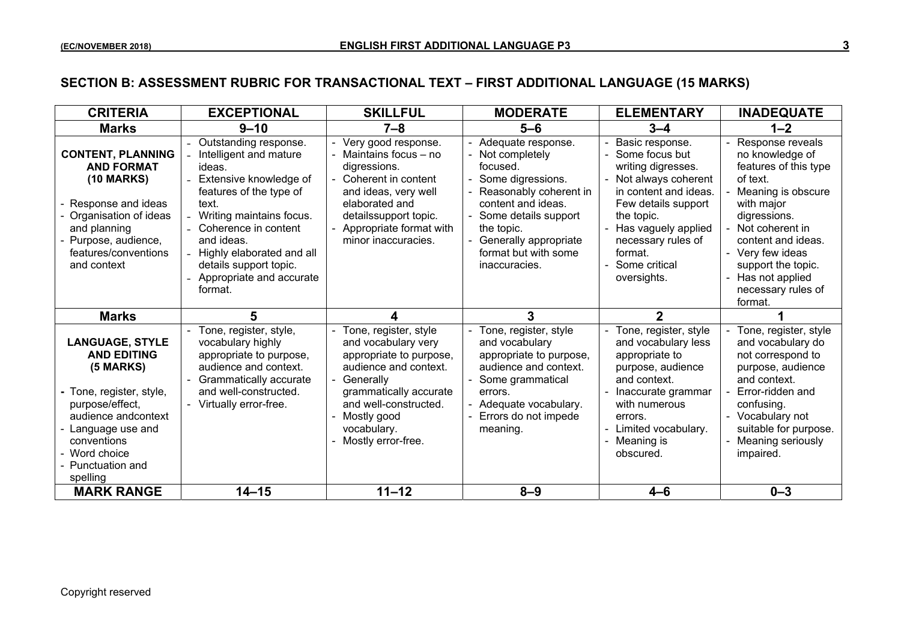## SECTION B: ASSESSMENT RUBRIC FOR TRANSACTIONAL TEXT – FIRST ADDITIONAL LANGUAGE (15 MARKS)

| CRITERIA | EXCEPTIONAL | SKILLFUL | MODERATE | ELEMENTARY | INADEQUATE |
|---|---|---|---|---|---|
| **Marks** | **9–10** | **7–8** | **5–6** | **3–4** | **1–2** |
| **CONTENT, PLANNING AND FORMAT (10 MARKS)**<br>- Response and ideas<br>- Organisation of ideas and planning<br>- Purpose, audience, features/conventions and context | - Outstanding response.<br>- Intelligent and mature ideas.<br>- Extensive knowledge of features of the type of text.<br>- Writing maintains focus.<br>- Coherence in content and ideas.<br>- Highly elaborated and all details support topic.<br>- Appropriate and accurate format. | - Very good response.<br>- Maintains focus – no digressions.<br>- Coherent in content and ideas, very well elaborated and detailssupport topic.<br>- Appropriate format with minor inaccuracies. | - Adequate response.<br>- Not completely focused.<br>- Some digressions.<br>- Reasonably coherent in content and ideas.<br>- Some details support the topic.<br>- Generally appropriate format but with some inaccuracies. | - Basic response.<br>- Some focus but writing digresses.<br>- Not always coherent in content and ideas. Few details support the topic.<br>- Has vaguely applied necessary rules of format.<br>- Some critical oversights. | - Response reveals no knowledge of features of this type of text.<br>- Meaning is obscure with major digressions.<br>- Not coherent in content and ideas.<br>- Very few ideas support the topic.<br>- Has not applied necessary rules of format. |
| **Marks** | **5** | **4** | **3** | **2** | **1** |
| **LANGUAGE, STYLE AND EDITING (5 MARKS)**<br>- Tone, register, style, purpose/effect, audience andcontext<br>- Language use and conventions<br>- Word choice<br>- Punctuation and spelling | - Tone, register, style, vocabulary highly appropriate to purpose, audience and context.<br>- Grammatically accurate and well-constructed.<br>- Virtually error-free. | - Tone, register, style and vocabulary very appropriate to purpose, audience and context.<br>- Generally grammatically accurate and well-constructed.<br>- Mostly good vocabulary.<br>- Mostly error-free. | - Tone, register, style and vocabulary appropriate to purpose, audience and context.<br>- Some grammatical errors.<br>- Adequate vocabulary.<br>- Errors do not impede meaning. | - Tone, register, style and vocabulary less appropriate to purpose, audience and context.<br>- Inaccurate grammar with numerous errors.<br>- Limited vocabulary.<br>- Meaning is obscured. | - Tone, register, style and vocabulary do not correspond to purpose, audience and context.<br>- Error-ridden and confusing.<br>- Vocabulary not suitable for purpose.<br>- Meaning seriously impaired. |
| **MARK RANGE** | **14–15** | **11–12** | **8–9** | **4–6** | **0–3** |